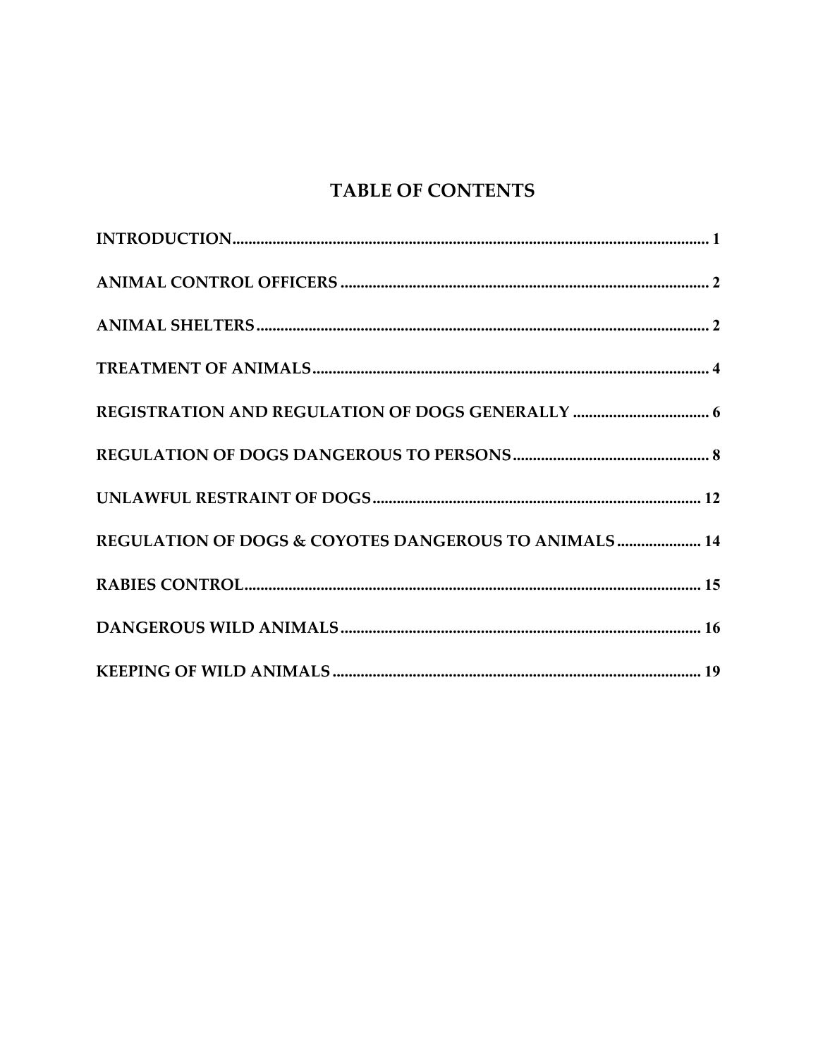# TABLE OF CONTENTS

**INTRODUCTION** ........................................................................................................ **1**

**ANIMAL CONTROL OFFICERS** ................................................................................ **2**

**ANIMAL SHELTERS** ................................................................................................... **2**

**TREATMENT OF ANIMALS** ...................................................................................... **4**

**REGISTRATION AND REGULATION OF DOGS GENERALLY** .................................. **6**

**REGULATION OF DOGS DANGEROUS TO PERSONS** ................................................ **8**

**UNLAWFUL RESTRAINT OF DOGS** ........................................................................... **12**

**REGULATION OF DOGS & COYOTES DANGEROUS TO ANIMALS** ...................... **14**

**RABIES CONTROL** ...................................................................................................... **15**

**DANGEROUS WILD ANIMALS** .................................................................................. **16**

**KEEPING OF WILD ANIMALS** ................................................................................... **19**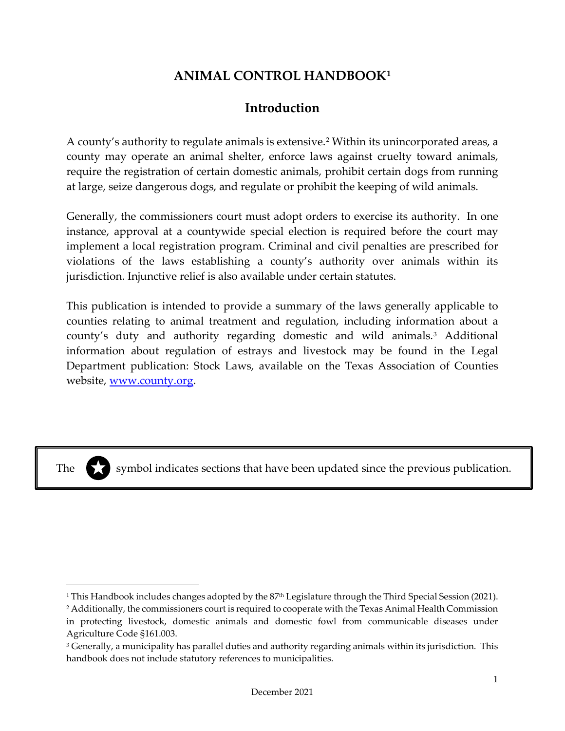# ANIMAL CONTROL HANDBOOK[1]

## Introduction

A county's authority to regulate animals is extensive.[2] Within its unincorporated areas, a county may operate an animal shelter, enforce laws against cruelty toward animals, require the registration of certain domestic animals, prohibit certain dogs from running at large, seize dangerous dogs, and regulate or prohibit the keeping of wild animals.

Generally, the commissioners court must adopt orders to exercise its authority. In one instance, approval at a countywide special election is required before the court may implement a local registration program. Criminal and civil penalties are prescribed for violations of the laws establishing a county's authority over animals within its jurisdiction. Injunctive relief is also available under certain statutes.

This publication is intended to provide a summary of the laws generally applicable to counties relating to animal treatment and regulation, including information about a county's duty and authority regarding domestic and wild animals.[3] Additional information about regulation of estrays and livestock may be found in the Legal Department publication: Stock Laws, available on the Texas Association of Counties website, www.county.org.

> The ★ symbol indicates sections that have been updated since the previous publication.

---

[1] This Handbook includes changes adopted by the 87th Legislature through the Third Special Session (2021).

[2] Additionally, the commissioners court is required to cooperate with the Texas Animal Health Commission in protecting livestock, domestic animals and domestic fowl from communicable diseases under Agriculture Code §161.003.

[3] Generally, a municipality has parallel duties and authority regarding animals within its jurisdiction. This handbook does not include statutory references to municipalities.

December 2021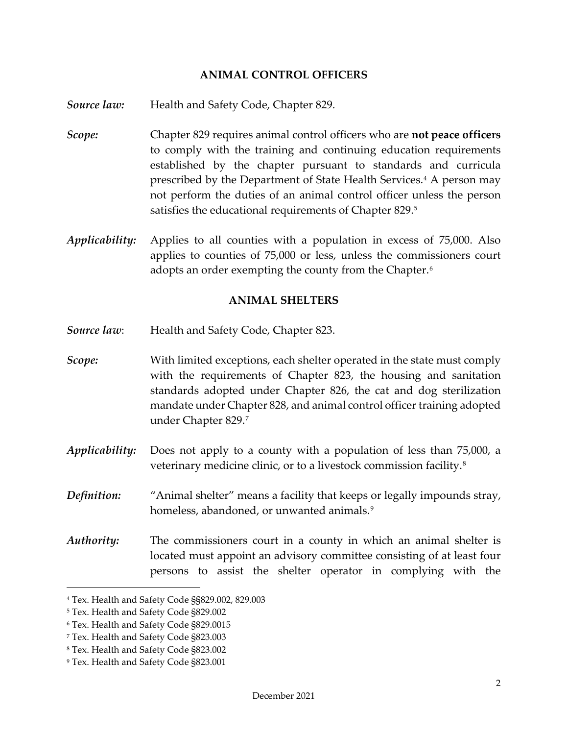## ANIMAL CONTROL OFFICERS

***Source law:*** Health and Safety Code, Chapter 829.

***Scope:*** Chapter 829 requires animal control officers who are **not peace officers** to comply with the training and continuing education requirements established by the chapter pursuant to standards and curricula prescribed by the Department of State Health Services.[4] A person may not perform the duties of an animal control officer unless the person satisfies the educational requirements of Chapter 829.[5]

***Applicability:*** Applies to all counties with a population in excess of 75,000. Also applies to counties of 75,000 or less, unless the commissioners court adopts an order exempting the county from the Chapter.[6]

## ANIMAL SHELTERS

***Source law***: Health and Safety Code, Chapter 823.

***Scope:*** With limited exceptions, each shelter operated in the state must comply with the requirements of Chapter 823, the housing and sanitation standards adopted under Chapter 826, the cat and dog sterilization mandate under Chapter 828, and animal control officer training adopted under Chapter 829.[7]

***Applicability:*** Does not apply to a county with a population of less than 75,000, a veterinary medicine clinic, or to a livestock commission facility.[8]

***Definition:*** "Animal shelter" means a facility that keeps or legally impounds stray, homeless, abandoned, or unwanted animals.[9]

***Authority:*** The commissioners court in a county in which an animal shelter is located must appoint an advisory committee consisting of at least four persons to assist the shelter operator in complying with the

---

[4] Tex. Health and Safety Code §§829.002, 829.003

[5] Tex. Health and Safety Code §829.002

[6] Tex. Health and Safety Code §829.0015

[7] Tex. Health and Safety Code §823.003

[8] Tex. Health and Safety Code §823.002

[9] Tex. Health and Safety Code §823.001

December 2021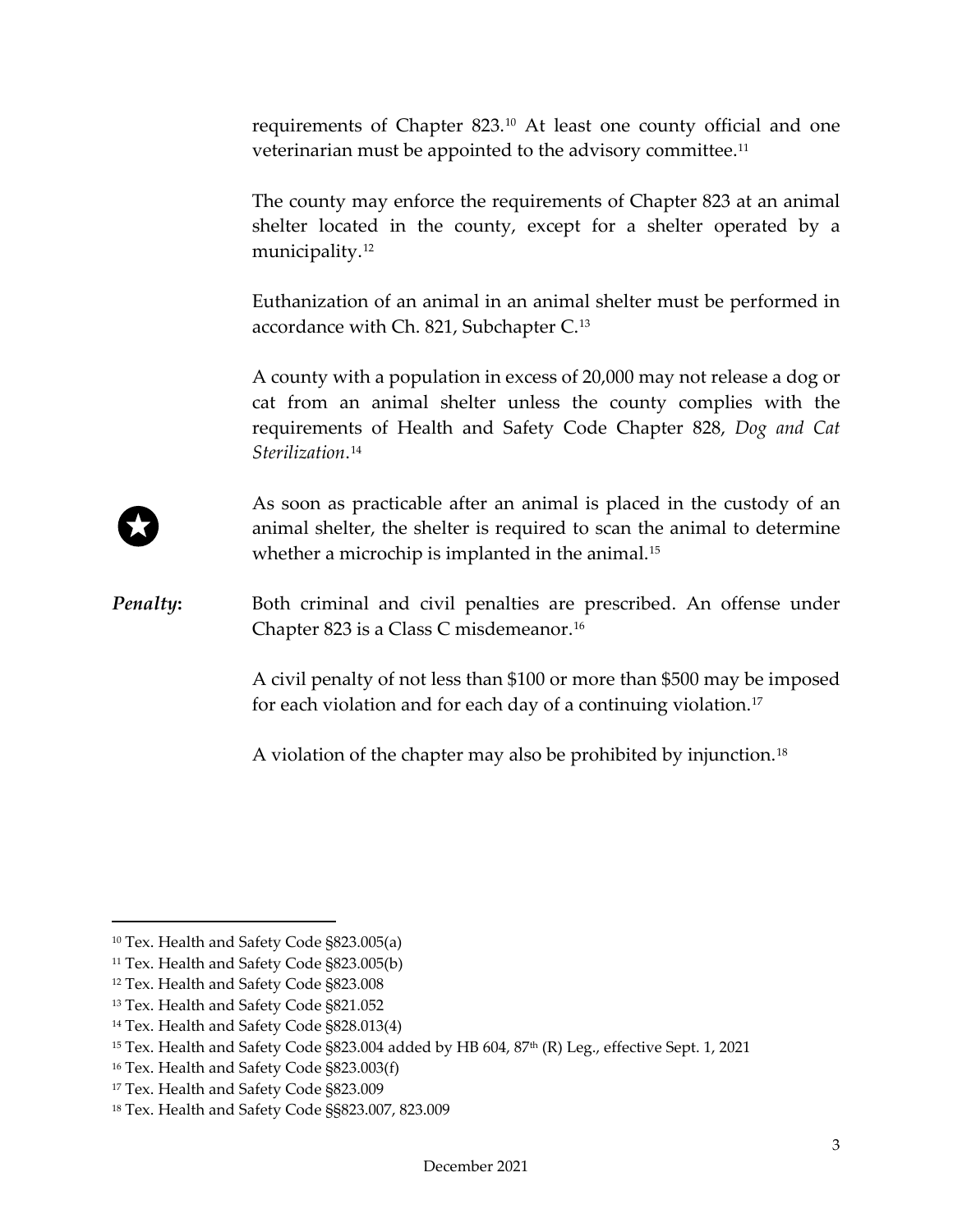requirements of Chapter 823.[10] At least one county official and one veterinarian must be appointed to the advisory committee.[11]

The county may enforce the requirements of Chapter 823 at an animal shelter located in the county, except for a shelter operated by a municipality.[12]

Euthanization of an animal in an animal shelter must be performed in accordance with Ch. 821, Subchapter C.[13]

A county with a population in excess of 20,000 may not release a dog or cat from an animal shelter unless the county complies with the requirements of Health and Safety Code Chapter 828, *Dog and Cat Sterilization*.[14]

As soon as practicable after an animal is placed in the custody of an animal shelter, the shelter is required to scan the animal to determine whether a microchip is implanted in the animal.[15]

***Penalty*:** Both criminal and civil penalties are prescribed. An offense under Chapter 823 is a Class C misdemeanor.[16]

A civil penalty of not less than $100 or more than $500 may be imposed for each violation and for each day of a continuing violation.[17]

A violation of the chapter may also be prohibited by injunction.[18]

---

[10] Tex. Health and Safety Code §823.005(a)

[11] Tex. Health and Safety Code §823.005(b)

[12] Tex. Health and Safety Code §823.008

[13] Tex. Health and Safety Code §821.052

[14] Tex. Health and Safety Code §828.013(4)

[15] Tex. Health and Safety Code §823.004 added by HB 604, 87th (R) Leg., effective Sept. 1, 2021

[16] Tex. Health and Safety Code §823.003(f)

[17] Tex. Health and Safety Code §823.009

[18] Tex. Health and Safety Code §§823.007, 823.009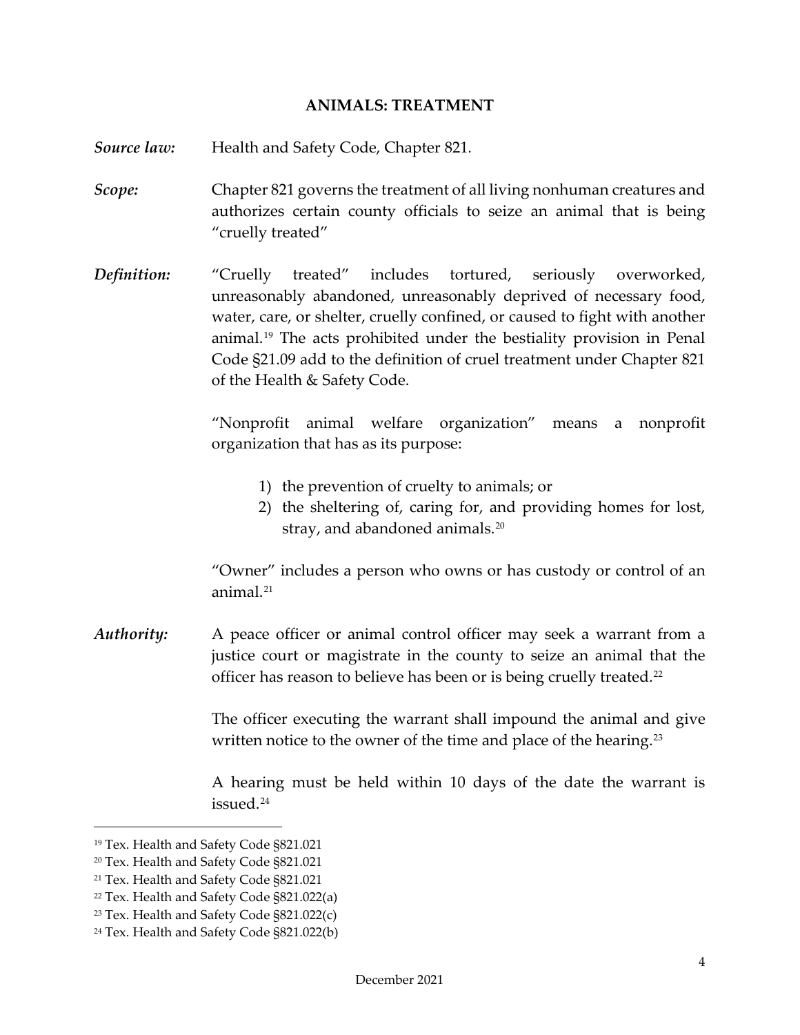## ANIMALS: TREATMENT

***Source law:*** Health and Safety Code, Chapter 821.

***Scope:*** Chapter 821 governs the treatment of all living nonhuman creatures and authorizes certain county officials to seize an animal that is being "cruelly treated"

***Definition:*** "Cruelly treated" includes tortured, seriously overworked, unreasonably abandoned, unreasonably deprived of necessary food, water, care, or shelter, cruelly confined, or caused to fight with another animal.[19] The acts prohibited under the bestiality provision in Penal Code §21.09 add to the definition of cruel treatment under Chapter 821 of the Health & Safety Code.

"Nonprofit animal welfare organization" means a nonprofit organization that has as its purpose:

1) the prevention of cruelty to animals; or
2) the sheltering of, caring for, and providing homes for lost, stray, and abandoned animals.[20]

"Owner" includes a person who owns or has custody or control of an animal.[21]

***Authority:*** A peace officer or animal control officer may seek a warrant from a justice court or magistrate in the county to seize an animal that the officer has reason to believe has been or is being cruelly treated.[22]

The officer executing the warrant shall impound the animal and give written notice to the owner of the time and place of the hearing.[23]

A hearing must be held within 10 days of the date the warrant is issued.[24]

---

[19] Tex. Health and Safety Code §821.021
[20] Tex. Health and Safety Code §821.021
[21] Tex. Health and Safety Code §821.021
[22] Tex. Health and Safety Code §821.022(a)
[23] Tex. Health and Safety Code §821.022(c)
[24] Tex. Health and Safety Code §821.022(b)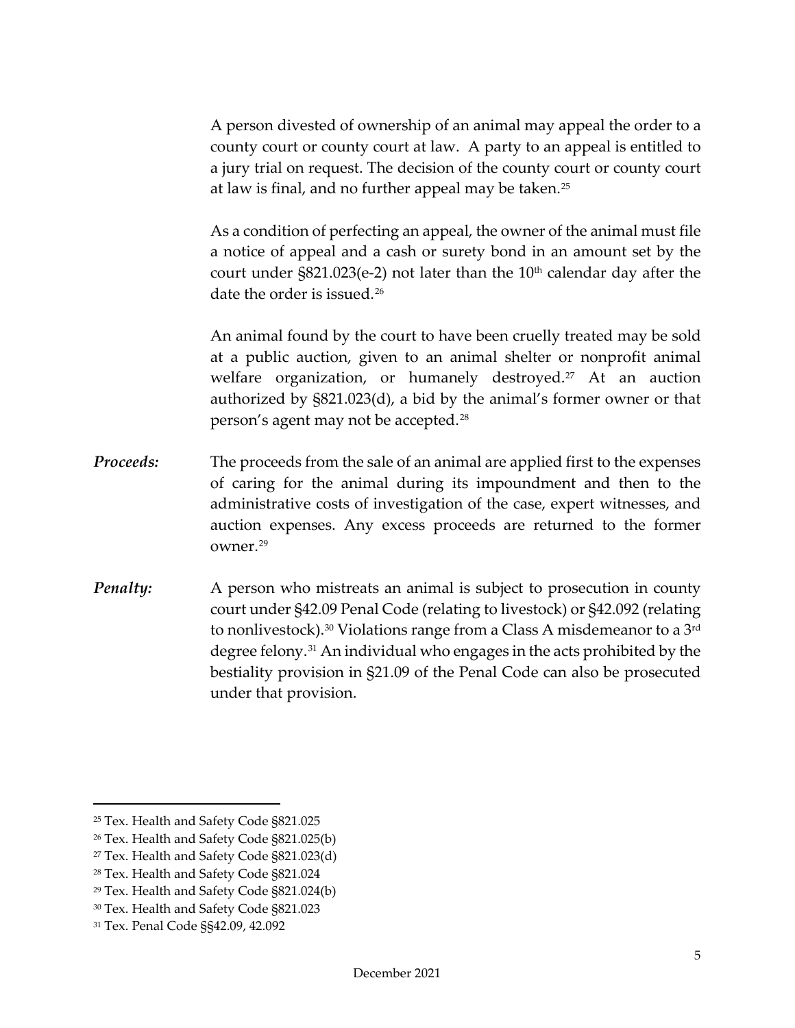A person divested of ownership of an animal may appeal the order to a county court or county court at law. A party to an appeal is entitled to a jury trial on request. The decision of the county court or county court at law is final, and no further appeal may be taken.[25]

As a condition of perfecting an appeal, the owner of the animal must file a notice of appeal and a cash or surety bond in an amount set by the court under §821.023(e-2) not later than the 10th calendar day after the date the order is issued.[26]

An animal found by the court to have been cruelly treated may be sold at a public auction, given to an animal shelter or nonprofit animal welfare organization, or humanely destroyed.[27] At an auction authorized by §821.023(d), a bid by the animal's former owner or that person's agent may not be accepted.[28]

***Proceeds:*** The proceeds from the sale of an animal are applied first to the expenses of caring for the animal during its impoundment and then to the administrative costs of investigation of the case, expert witnesses, and auction expenses. Any excess proceeds are returned to the former owner.[29]

***Penalty:*** A person who mistreats an animal is subject to prosecution in county court under §42.09 Penal Code (relating to livestock) or §42.092 (relating to nonlivestock).[30] Violations range from a Class A misdemeanor to a 3rd degree felony.[31] An individual who engages in the acts prohibited by the bestiality provision in §21.09 of the Penal Code can also be prosecuted under that provision.

---

[25] Tex. Health and Safety Code §821.025

[26] Tex. Health and Safety Code §821.025(b)

[27] Tex. Health and Safety Code §821.023(d)

[28] Tex. Health and Safety Code §821.024

[29] Tex. Health and Safety Code §821.024(b)

[30] Tex. Health and Safety Code §821.023

[31] Tex. Penal Code §§42.09, 42.092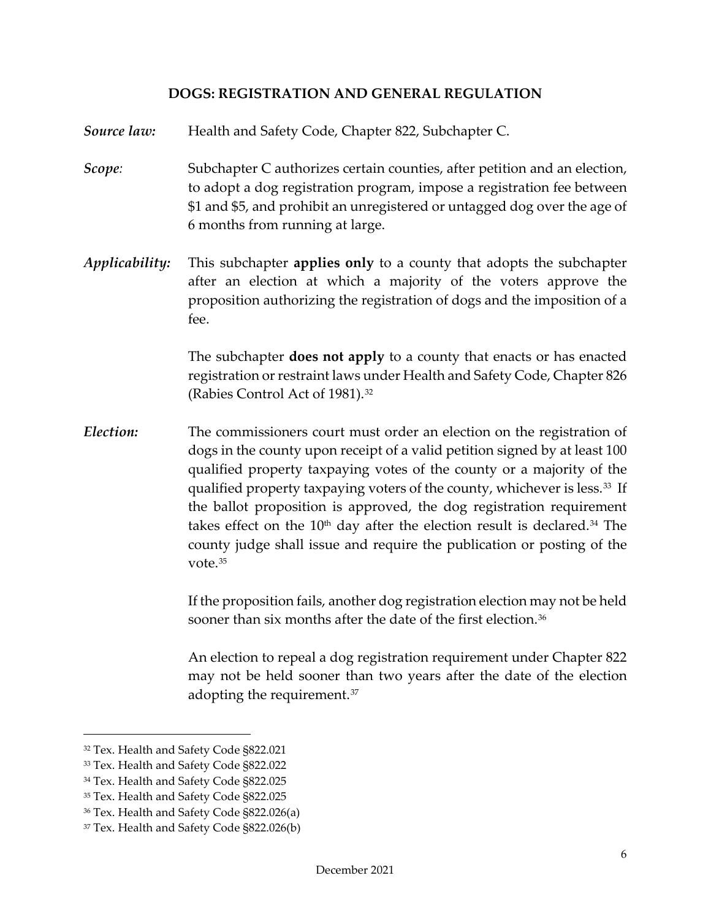## DOGS: REGISTRATION AND GENERAL REGULATION

***Source law:*** Health and Safety Code, Chapter 822, Subchapter C.

***Scope:*** Subchapter C authorizes certain counties, after petition and an election, to adopt a dog registration program, impose a registration fee between $1 and $5, and prohibit an unregistered or untagged dog over the age of 6 months from running at large.

***Applicability:*** This subchapter **applies only** to a county that adopts the subchapter after an election at which a majority of the voters approve the proposition authorizing the registration of dogs and the imposition of a fee.

The subchapter **does not apply** to a county that enacts or has enacted registration or restraint laws under Health and Safety Code, Chapter 826 (Rabies Control Act of 1981).[32]

***Election:*** The commissioners court must order an election on the registration of dogs in the county upon receipt of a valid petition signed by at least 100 qualified property taxpaying votes of the county or a majority of the qualified property taxpaying voters of the county, whichever is less.[33] If the ballot proposition is approved, the dog registration requirement takes effect on the 10th day after the election result is declared.[34] The county judge shall issue and require the publication or posting of the vote.[35]

If the proposition fails, another dog registration election may not be held sooner than six months after the date of the first election.[36]

An election to repeal a dog registration requirement under Chapter 822 may not be held sooner than two years after the date of the election adopting the requirement.[37]

---

[32] Tex. Health and Safety Code §822.021

[33] Tex. Health and Safety Code §822.022

[34] Tex. Health and Safety Code §822.025

[35] Tex. Health and Safety Code §822.025

[36] Tex. Health and Safety Code §822.026(a)

[37] Tex. Health and Safety Code §822.026(b)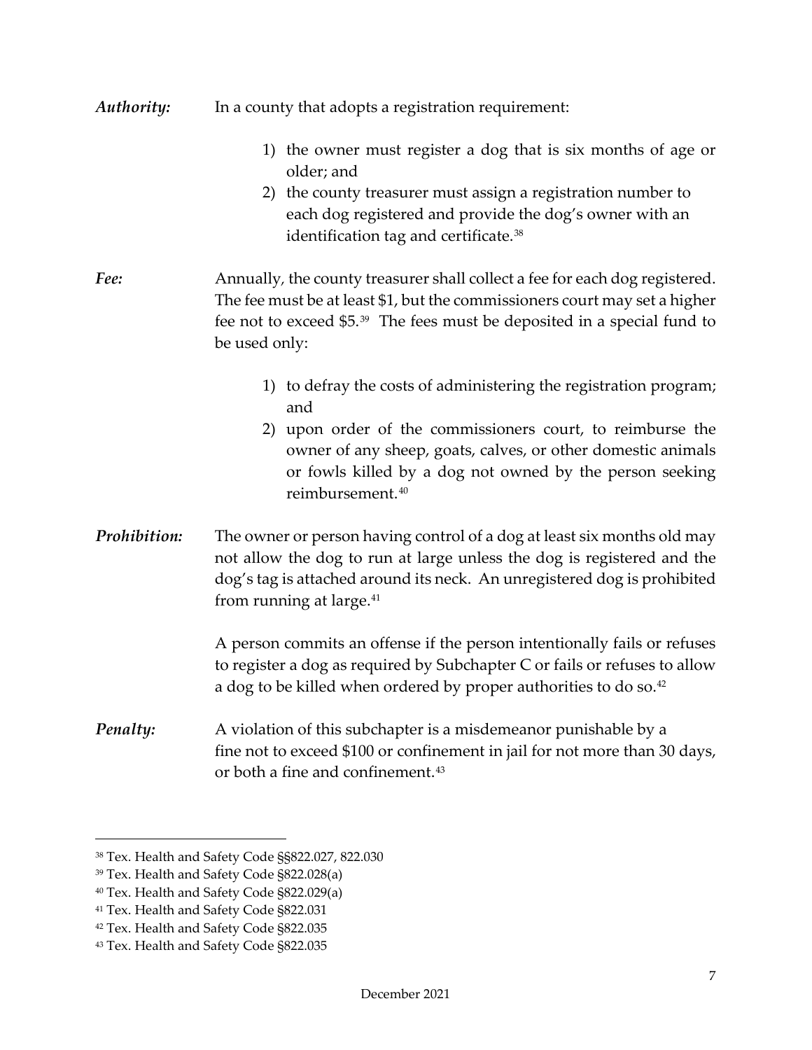***Authority:*** In a county that adopts a registration requirement:

1) the owner must register a dog that is six months of age or older; and
2) the county treasurer must assign a registration number to each dog registered and provide the dog's owner with an identification tag and certificate.[38]

***Fee:*** Annually, the county treasurer shall collect a fee for each dog registered. The fee must be at least $1, but the commissioners court may set a higher fee not to exceed $5.[39] The fees must be deposited in a special fund to be used only:

1) to defray the costs of administering the registration program; and
2) upon order of the commissioners court, to reimburse the owner of any sheep, goats, calves, or other domestic animals or fowls killed by a dog not owned by the person seeking reimbursement.[40]

***Prohibition:*** The owner or person having control of a dog at least six months old may not allow the dog to run at large unless the dog is registered and the dog's tag is attached around its neck. An unregistered dog is prohibited from running at large.[41]

A person commits an offense if the person intentionally fails or refuses to register a dog as required by Subchapter C or fails or refuses to allow a dog to be killed when ordered by proper authorities to do so.[42]

***Penalty:*** A violation of this subchapter is a misdemeanor punishable by a fine not to exceed $100 or confinement in jail for not more than 30 days, or both a fine and confinement.[43]

---

[38] Tex. Health and Safety Code §§822.027, 822.030

[39] Tex. Health and Safety Code §822.028(a)

[40] Tex. Health and Safety Code §822.029(a)

[41] Tex. Health and Safety Code §822.031

[42] Tex. Health and Safety Code §822.035

[43] Tex. Health and Safety Code §822.035

December 2021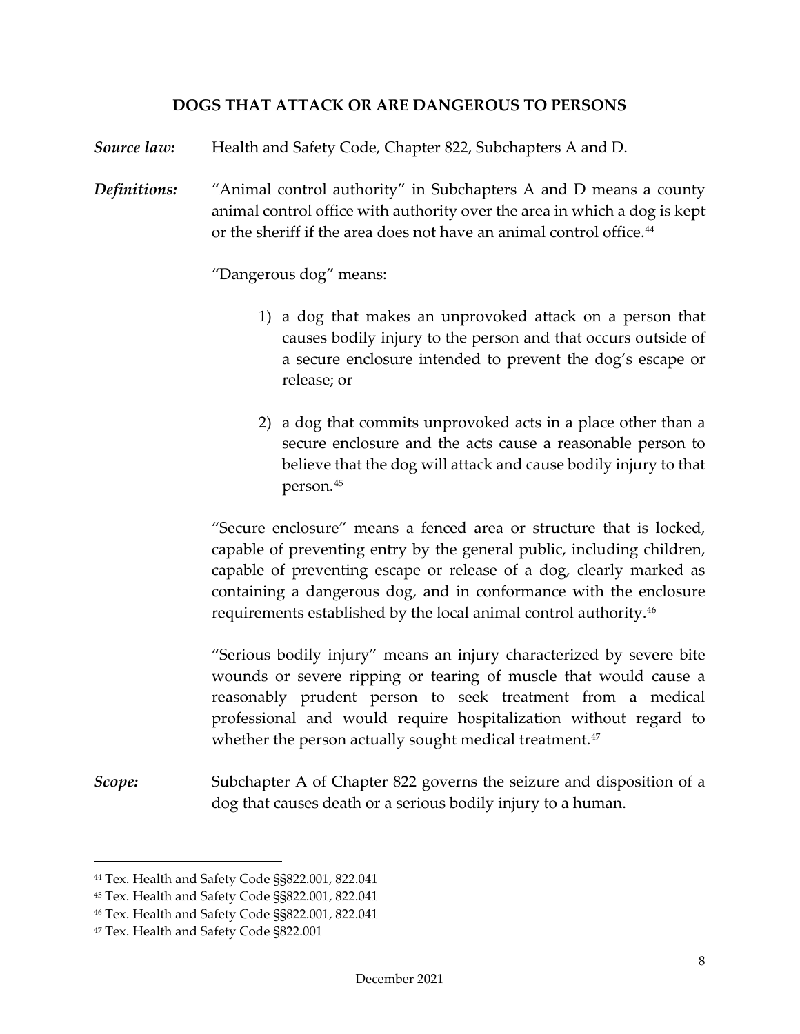## DOGS THAT ATTACK OR ARE DANGEROUS TO PERSONS

***Source law:*** Health and Safety Code, Chapter 822, Subchapters A and D.

***Definitions:*** "Animal control authority" in Subchapters A and D means a county animal control office with authority over the area in which a dog is kept or the sheriff if the area does not have an animal control office.[44]

"Dangerous dog" means:

1) a dog that makes an unprovoked attack on a person that causes bodily injury to the person and that occurs outside of a secure enclosure intended to prevent the dog's escape or release; or

2) a dog that commits unprovoked acts in a place other than a secure enclosure and the acts cause a reasonable person to believe that the dog will attack and cause bodily injury to that person.[45]

"Secure enclosure" means a fenced area or structure that is locked, capable of preventing entry by the general public, including children, capable of preventing escape or release of a dog, clearly marked as containing a dangerous dog, and in conformance with the enclosure requirements established by the local animal control authority.[46]

"Serious bodily injury" means an injury characterized by severe bite wounds or severe ripping or tearing of muscle that would cause a reasonably prudent person to seek treatment from a medical professional and would require hospitalization without regard to whether the person actually sought medical treatment.[47]

***Scope:*** Subchapter A of Chapter 822 governs the seizure and disposition of a dog that causes death or a serious bodily injury to a human.

---

[44] Tex. Health and Safety Code §§822.001, 822.041

[45] Tex. Health and Safety Code §§822.001, 822.041

[46] Tex. Health and Safety Code §§822.001, 822.041

[47] Tex. Health and Safety Code §822.001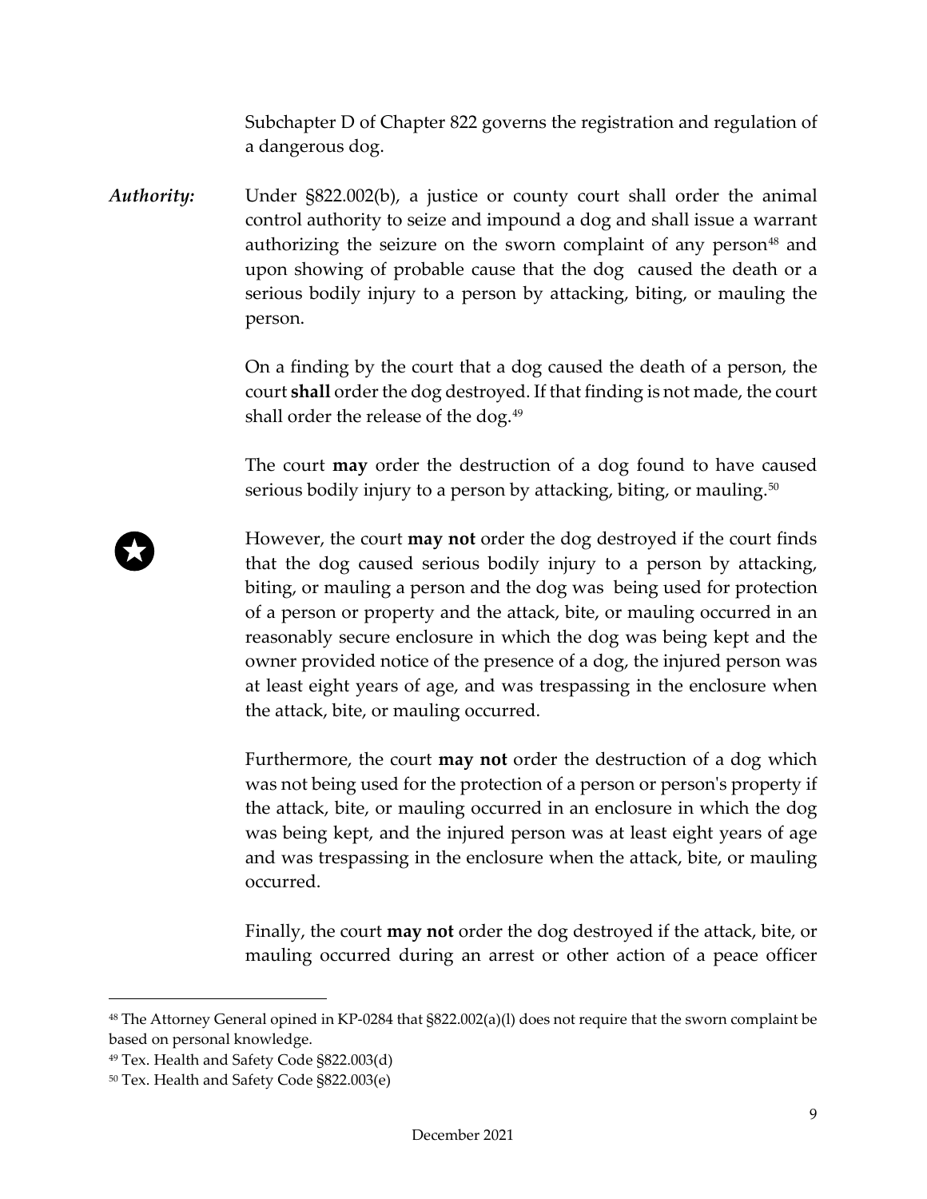Subchapter D of Chapter 822 governs the registration and regulation of a dangerous dog.

***Authority:*** Under §822.002(b), a justice or county court shall order the animal control authority to seize and impound a dog and shall issue a warrant authorizing the seizure on the sworn complaint of any person[48] and upon showing of probable cause that the dog caused the death or a serious bodily injury to a person by attacking, biting, or mauling the person.

On a finding by the court that a dog caused the death of a person, the court **shall** order the dog destroyed. If that finding is not made, the court shall order the release of the dog.[49]

The court **may** order the destruction of a dog found to have caused serious bodily injury to a person by attacking, biting, or mauling.[50]

However, the court **may not** order the dog destroyed if the court finds that the dog caused serious bodily injury to a person by attacking, biting, or mauling a person and the dog was being used for protection of a person or property and the attack, bite, or mauling occurred in an reasonably secure enclosure in which the dog was being kept and the owner provided notice of the presence of a dog, the injured person was at least eight years of age, and was trespassing in the enclosure when the attack, bite, or mauling occurred.

Furthermore, the court **may not** order the destruction of a dog which was not being used for the protection of a person or person's property if the attack, bite, or mauling occurred in an enclosure in which the dog was being kept, and the injured person was at least eight years of age and was trespassing in the enclosure when the attack, bite, or mauling occurred.

Finally, the court **may not** order the dog destroyed if the attack, bite, or mauling occurred during an arrest or other action of a peace officer

---

[48] The Attorney General opined in KP-0284 that §822.002(a)(l) does not require that the sworn complaint be based on personal knowledge.

[49] Tex. Health and Safety Code §822.003(d)

[50] Tex. Health and Safety Code §822.003(e)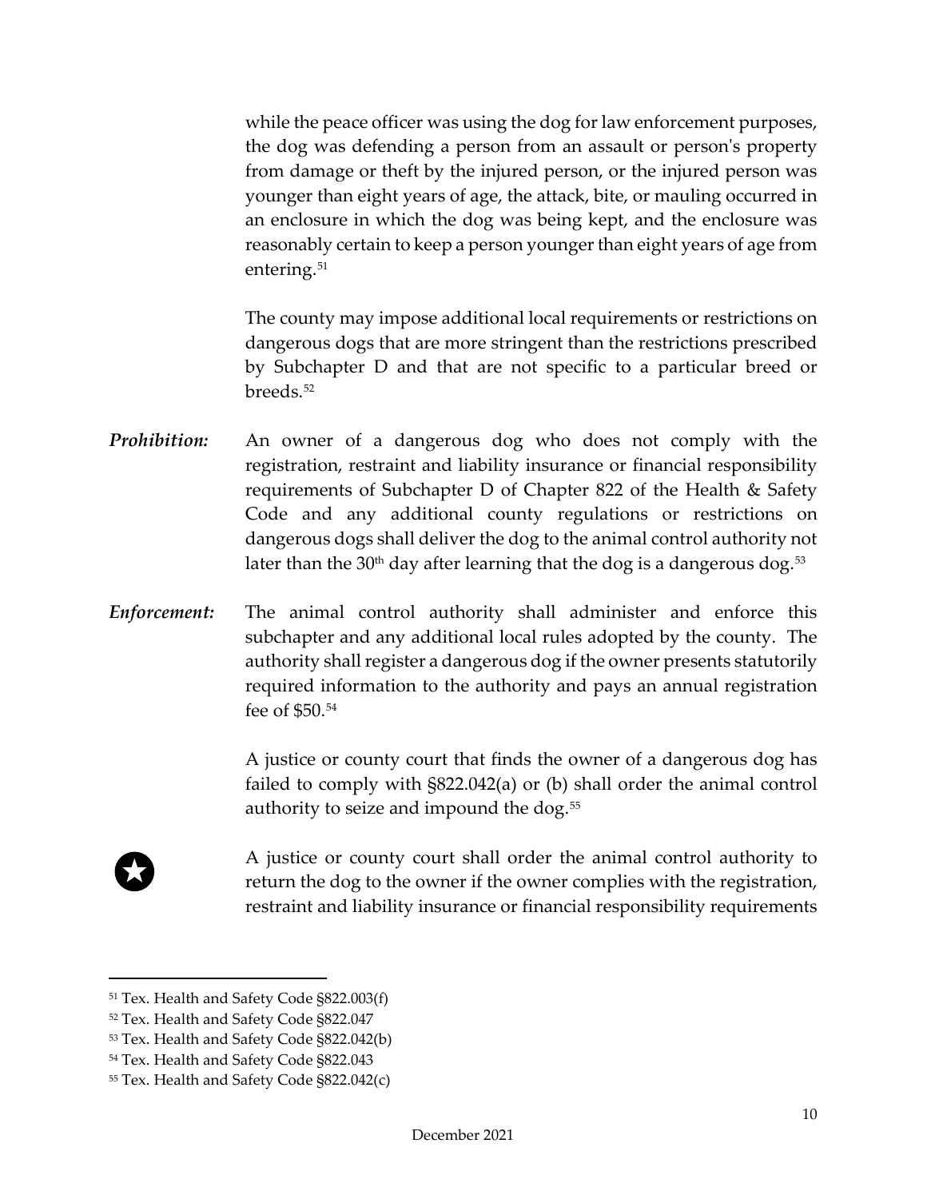while the peace officer was using the dog for law enforcement purposes, the dog was defending a person from an assault or person's property from damage or theft by the injured person, or the injured person was younger than eight years of age, the attack, bite, or mauling occurred in an enclosure in which the dog was being kept, and the enclosure was reasonably certain to keep a person younger than eight years of age from entering.[51]

The county may impose additional local requirements or restrictions on dangerous dogs that are more stringent than the restrictions prescribed by Subchapter D and that are not specific to a particular breed or breeds.[52]

***Prohibition:*** An owner of a dangerous dog who does not comply with the registration, restraint and liability insurance or financial responsibility requirements of Subchapter D of Chapter 822 of the Health & Safety Code and any additional county regulations or restrictions on dangerous dogs shall deliver the dog to the animal control authority not later than the 30th day after learning that the dog is a dangerous dog.[53]

***Enforcement:*** The animal control authority shall administer and enforce this subchapter and any additional local rules adopted by the county. The authority shall register a dangerous dog if the owner presents statutorily required information to the authority and pays an annual registration fee of $50.[54]

A justice or county court that finds the owner of a dangerous dog has failed to comply with §822.042(a) or (b) shall order the animal control authority to seize and impound the dog.[55]

A justice or county court shall order the animal control authority to return the dog to the owner if the owner complies with the registration, restraint and liability insurance or financial responsibility requirements

---

[51] Tex. Health and Safety Code §822.003(f)

[52] Tex. Health and Safety Code §822.047

[53] Tex. Health and Safety Code §822.042(b)

[54] Tex. Health and Safety Code §822.043

[55] Tex. Health and Safety Code §822.042(c)

December 2021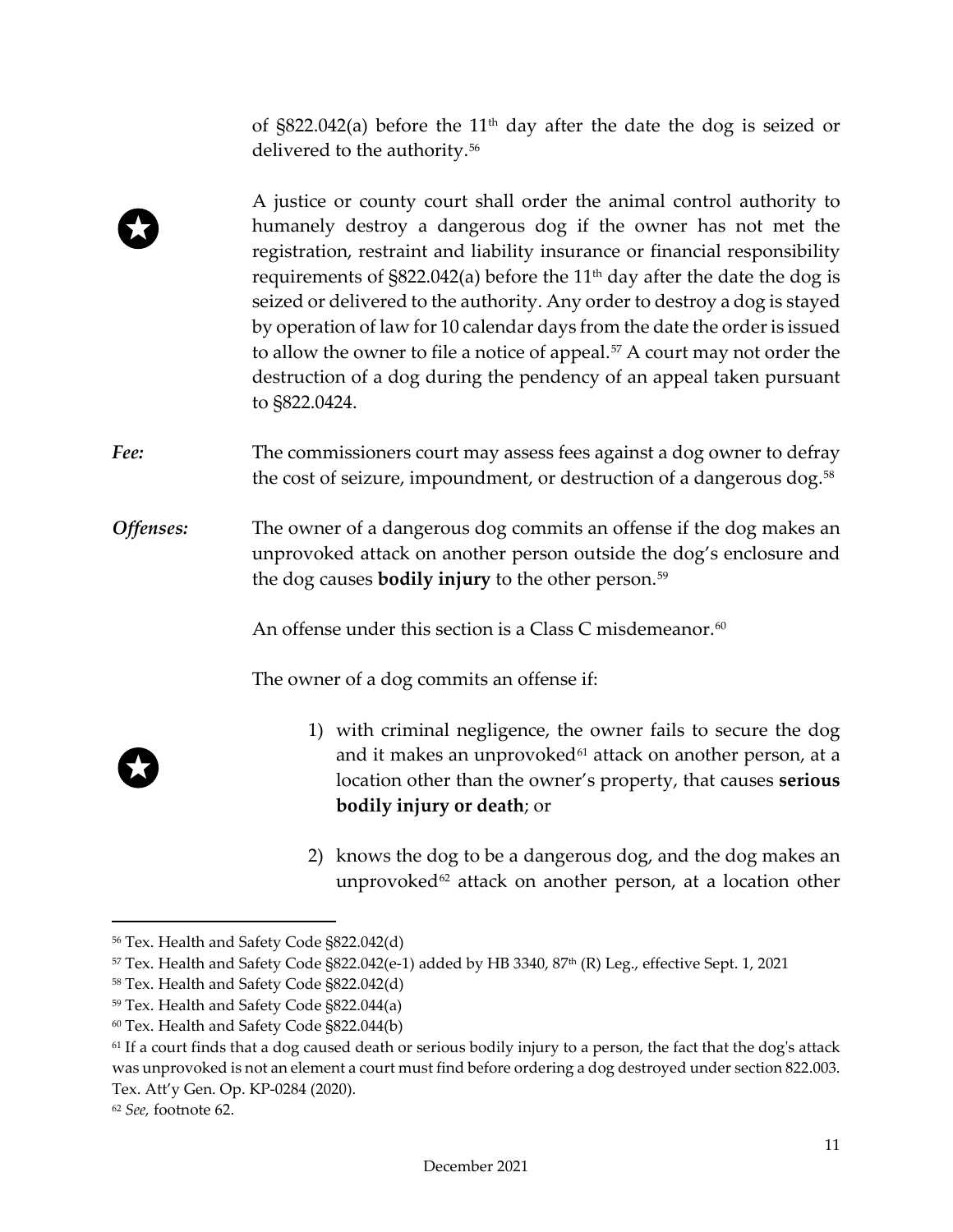of §822.042(a) before the 11th day after the date the dog is seized or delivered to the authority.[56]

A justice or county court shall order the animal control authority to humanely destroy a dangerous dog if the owner has not met the registration, restraint and liability insurance or financial responsibility requirements of §822.042(a) before the 11th day after the date the dog is seized or delivered to the authority. Any order to destroy a dog is stayed by operation of law for 10 calendar days from the date the order is issued to allow the owner to file a notice of appeal.[57] A court may not order the destruction of a dog during the pendency of an appeal taken pursuant to §822.0424.

***Fee:*** The commissioners court may assess fees against a dog owner to defray the cost of seizure, impoundment, or destruction of a dangerous dog.[58]

***Offenses:*** The owner of a dangerous dog commits an offense if the dog makes an unprovoked attack on another person outside the dog's enclosure and the dog causes **bodily injury** to the other person.[59]

An offense under this section is a Class C misdemeanor.[60]

The owner of a dog commits an offense if:

1) with criminal negligence, the owner fails to secure the dog and it makes an unprovoked[61] attack on another person, at a location other than the owner's property, that causes **serious bodily injury or death**; or

2) knows the dog to be a dangerous dog, and the dog makes an unprovoked[62] attack on another person, at a location other

---

[56] Tex. Health and Safety Code §822.042(d)

[57] Tex. Health and Safety Code §822.042(e-1) added by HB 3340, 87th (R) Leg., effective Sept. 1, 2021

[58] Tex. Health and Safety Code §822.042(d)

[59] Tex. Health and Safety Code §822.044(a)

[60] Tex. Health and Safety Code §822.044(b)

[61] If a court finds that a dog caused death or serious bodily injury to a person, the fact that the dog's attack was unprovoked is not an element a court must find before ordering a dog destroyed under section 822.003. Tex. Att'y Gen. Op. KP-0284 (2020).

[62] *See,* footnote 62.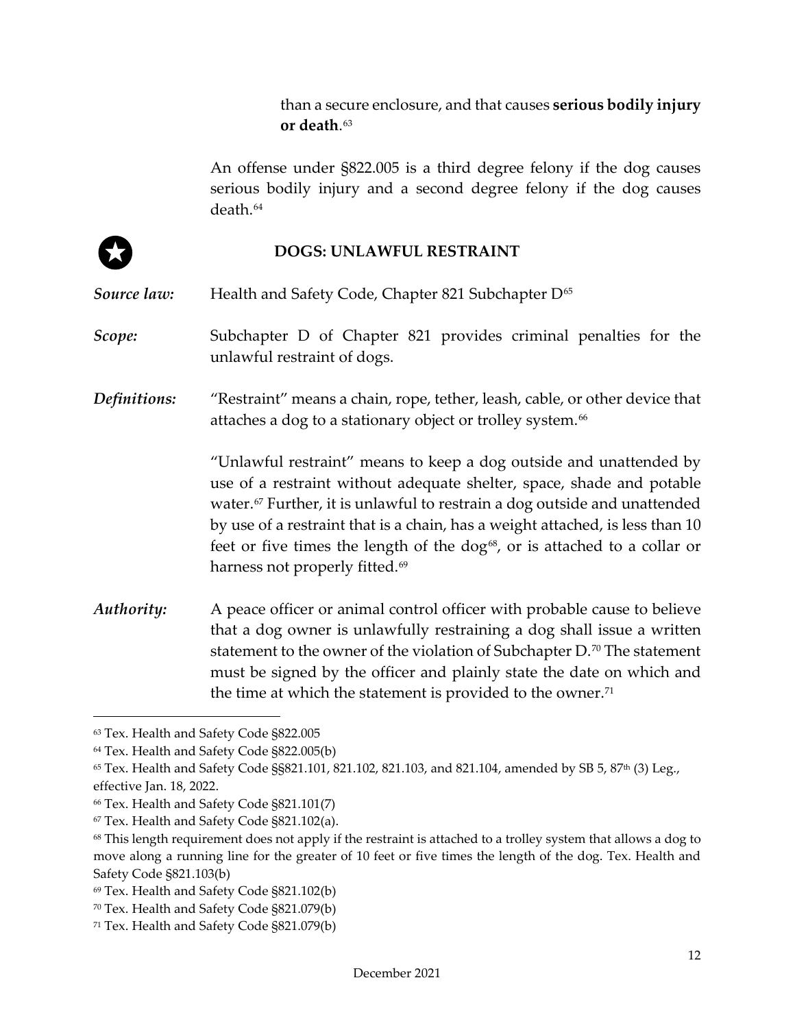than a secure enclosure, and that causes **serious bodily injury or death**.[63]

An offense under §822.005 is a third degree felony if the dog causes serious bodily injury and a second degree felony if the dog causes death.[64]

## DOGS: UNLAWFUL RESTRAINT

***Source law:*** Health and Safety Code, Chapter 821 Subchapter D[65]

***Scope:*** Subchapter D of Chapter 821 provides criminal penalties for the unlawful restraint of dogs.

***Definitions:*** "Restraint" means a chain, rope, tether, leash, cable, or other device that attaches a dog to a stationary object or trolley system.[66]

"Unlawful restraint" means to keep a dog outside and unattended by use of a restraint without adequate shelter, space, shade and potable water.[67] Further, it is unlawful to restrain a dog outside and unattended by use of a restraint that is a chain, has a weight attached, is less than 10 feet or five times the length of the dog[68], or is attached to a collar or harness not properly fitted.[69]

***Authority:*** A peace officer or animal control officer with probable cause to believe that a dog owner is unlawfully restraining a dog shall issue a written statement to the owner of the violation of Subchapter D.[70] The statement must be signed by the officer and plainly state the date on which and the time at which the statement is provided to the owner.[71]

---

[63] Tex. Health and Safety Code §822.005

[64] Tex. Health and Safety Code §822.005(b)

[65] Tex. Health and Safety Code §§821.101, 821.102, 821.103, and 821.104, amended by SB 5, 87th (3) Leg., effective Jan. 18, 2022.

[66] Tex. Health and Safety Code §821.101(7)

[67] Tex. Health and Safety Code §821.102(a).

[68] This length requirement does not apply if the restraint is attached to a trolley system that allows a dog to move along a running line for the greater of 10 feet or five times the length of the dog. Tex. Health and Safety Code §821.103(b)

[69] Tex. Health and Safety Code §821.102(b)

[70] Tex. Health and Safety Code §821.079(b)

[71] Tex. Health and Safety Code §821.079(b)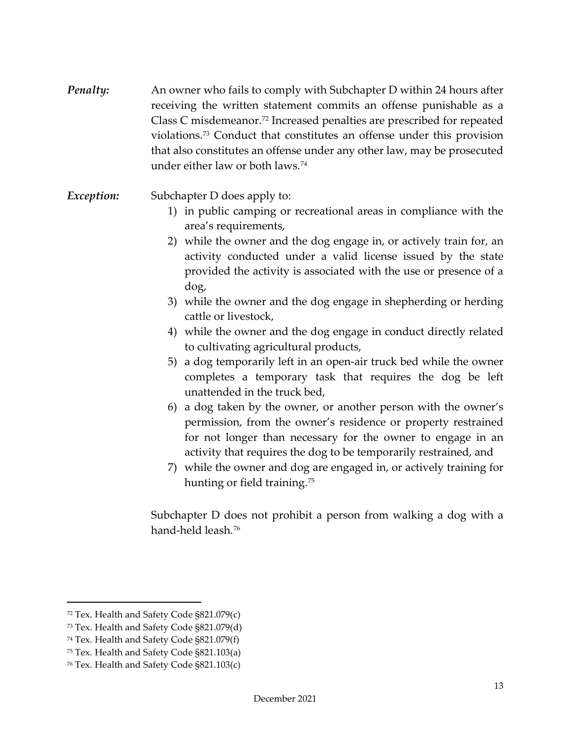***Penalty:*** An owner who fails to comply with Subchapter D within 24 hours after receiving the written statement commits an offense punishable as a Class C misdemeanor.[72] Increased penalties are prescribed for repeated violations.[73] Conduct that constitutes an offense under this provision that also constitutes an offense under any other law, may be prosecuted under either law or both laws.[74]

***Exception:*** Subchapter D does apply to:

1) in public camping or recreational areas in compliance with the area's requirements,
2) while the owner and the dog engage in, or actively train for, an activity conducted under a valid license issued by the state provided the activity is associated with the use or presence of a dog,
3) while the owner and the dog engage in shepherding or herding cattle or livestock,
4) while the owner and the dog engage in conduct directly related to cultivating agricultural products,
5) a dog temporarily left in an open-air truck bed while the owner completes a temporary task that requires the dog be left unattended in the truck bed,
6) a dog taken by the owner, or another person with the owner's permission, from the owner's residence or property restrained for not longer than necessary for the owner to engage in an activity that requires the dog to be temporarily restrained, and
7) while the owner and dog are engaged in, or actively training for hunting or field training.[75]

Subchapter D does not prohibit a person from walking a dog with a hand-held leash.[76]

---

[72] Tex. Health and Safety Code §821.079(c)

[73] Tex. Health and Safety Code §821.079(d)

[74] Tex. Health and Safety Code §821.079(f)

[75] Tex. Health and Safety Code §821.103(a)

[76] Tex. Health and Safety Code §821.103(c)

December 2021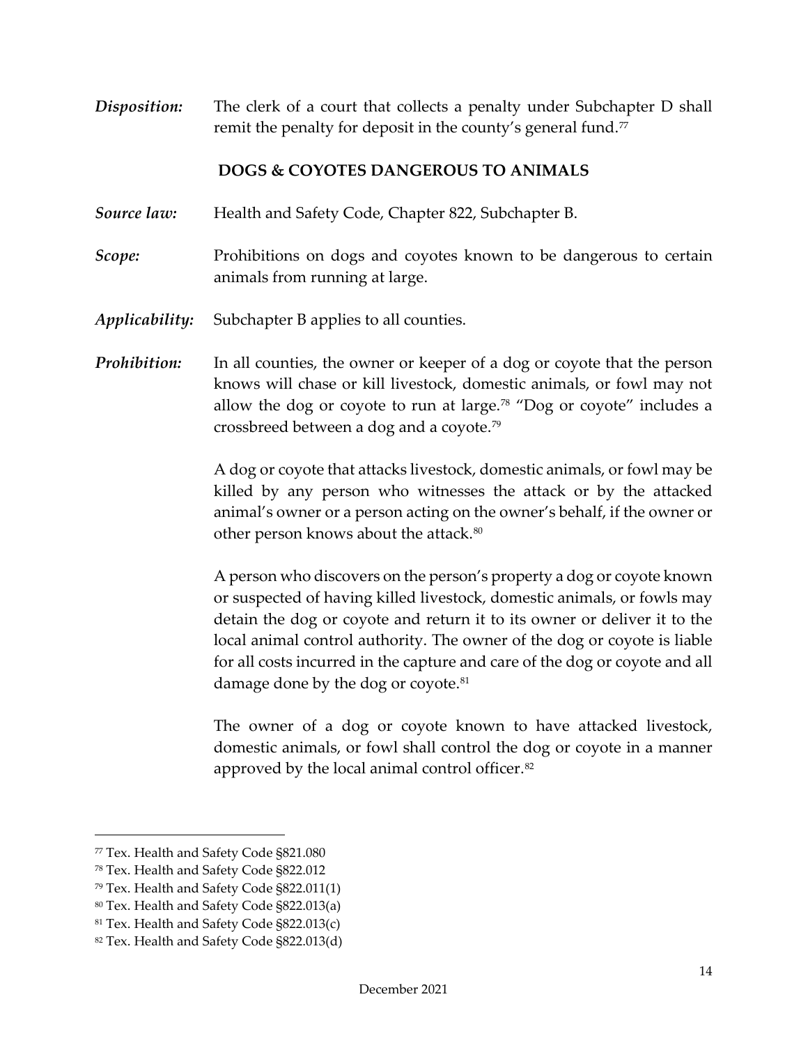***Disposition:*** The clerk of a court that collects a penalty under Subchapter D shall remit the penalty for deposit in the county's general fund.[77]

## DOGS & COYOTES DANGEROUS TO ANIMALS

***Source law:*** Health and Safety Code, Chapter 822, Subchapter B.

***Scope:*** Prohibitions on dogs and coyotes known to be dangerous to certain animals from running at large.

***Applicability:*** Subchapter B applies to all counties.

***Prohibition:*** In all counties, the owner or keeper of a dog or coyote that the person knows will chase or kill livestock, domestic animals, or fowl may not allow the dog or coyote to run at large.[78] "Dog or coyote" includes a crossbreed between a dog and a coyote.[79]

A dog or coyote that attacks livestock, domestic animals, or fowl may be killed by any person who witnesses the attack or by the attacked animal's owner or a person acting on the owner's behalf, if the owner or other person knows about the attack.[80]

A person who discovers on the person's property a dog or coyote known or suspected of having killed livestock, domestic animals, or fowls may detain the dog or coyote and return it to its owner or deliver it to the local animal control authority. The owner of the dog or coyote is liable for all costs incurred in the capture and care of the dog or coyote and all damage done by the dog or coyote.[81]

The owner of a dog or coyote known to have attacked livestock, domestic animals, or fowl shall control the dog or coyote in a manner approved by the local animal control officer.[82]

---

[77] Tex. Health and Safety Code §821.080

[78] Tex. Health and Safety Code §822.012

[79] Tex. Health and Safety Code §822.011(1)

[80] Tex. Health and Safety Code §822.013(a)

[81] Tex. Health and Safety Code §822.013(c)

[82] Tex. Health and Safety Code §822.013(d)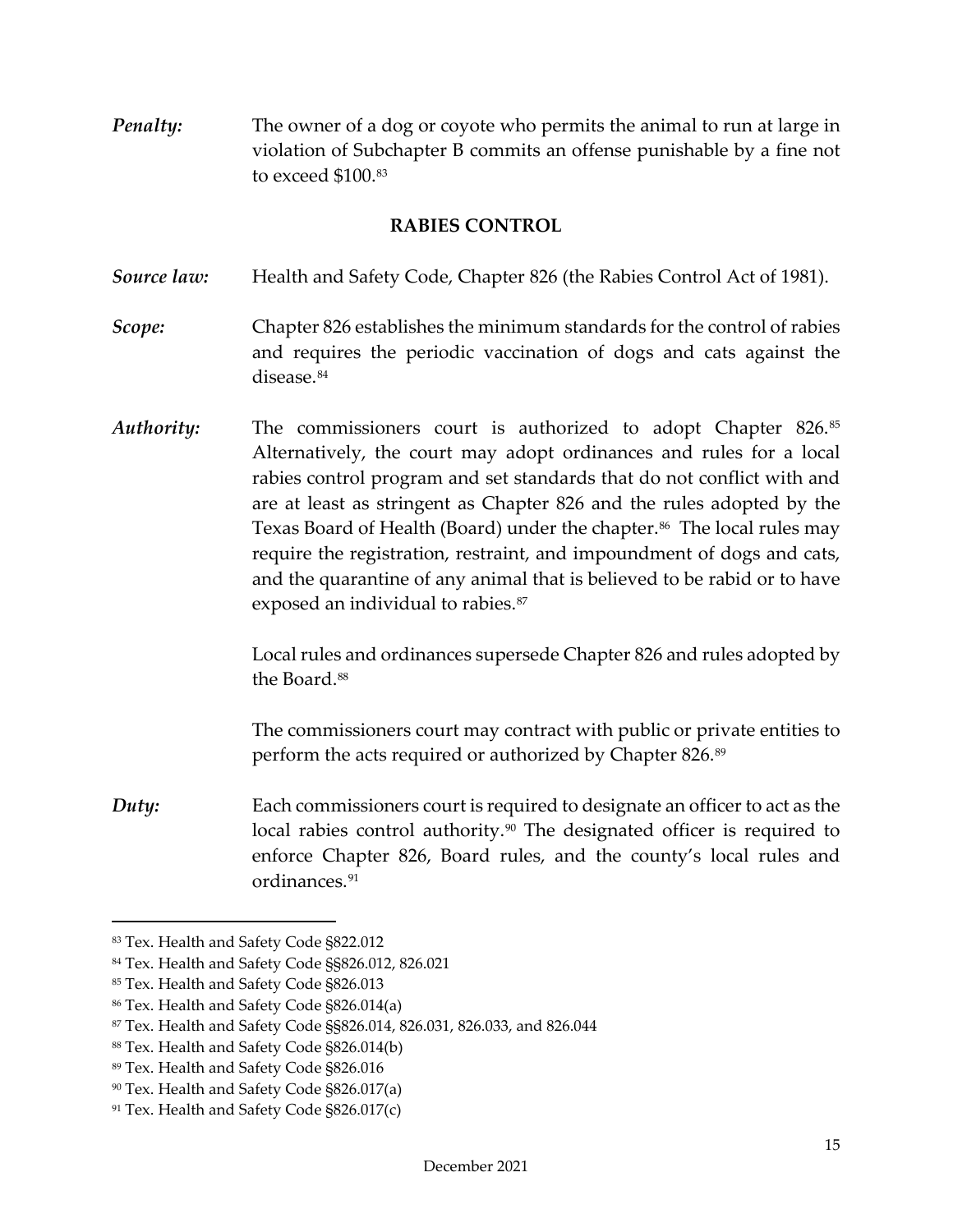***Penalty:*** The owner of a dog or coyote who permits the animal to run at large in violation of Subchapter B commits an offense punishable by a fine not to exceed $100.[83]

## RABIES CONTROL

***Source law:*** Health and Safety Code, Chapter 826 (the Rabies Control Act of 1981).

***Scope:*** Chapter 826 establishes the minimum standards for the control of rabies and requires the periodic vaccination of dogs and cats against the disease.[84]

***Authority:*** The commissioners court is authorized to adopt Chapter 826.[85] Alternatively, the court may adopt ordinances and rules for a local rabies control program and set standards that do not conflict with and are at least as stringent as Chapter 826 and the rules adopted by the Texas Board of Health (Board) under the chapter.[86] The local rules may require the registration, restraint, and impoundment of dogs and cats, and the quarantine of any animal that is believed to be rabid or to have exposed an individual to rabies.[87]

Local rules and ordinances supersede Chapter 826 and rules adopted by the Board.[88]

The commissioners court may contract with public or private entities to perform the acts required or authorized by Chapter 826.[89]

***Duty:*** Each commissioners court is required to designate an officer to act as the local rabies control authority.[90] The designated officer is required to enforce Chapter 826, Board rules, and the county's local rules and ordinances.[91]

---

[83] Tex. Health and Safety Code §822.012

[84] Tex. Health and Safety Code §§826.012, 826.021

[85] Tex. Health and Safety Code §826.013

[86] Tex. Health and Safety Code §826.014(a)

[87] Tex. Health and Safety Code §§826.014, 826.031, 826.033, and 826.044

[88] Tex. Health and Safety Code §826.014(b)

[89] Tex. Health and Safety Code §826.016

[90] Tex. Health and Safety Code §826.017(a)

[91] Tex. Health and Safety Code §826.017(c)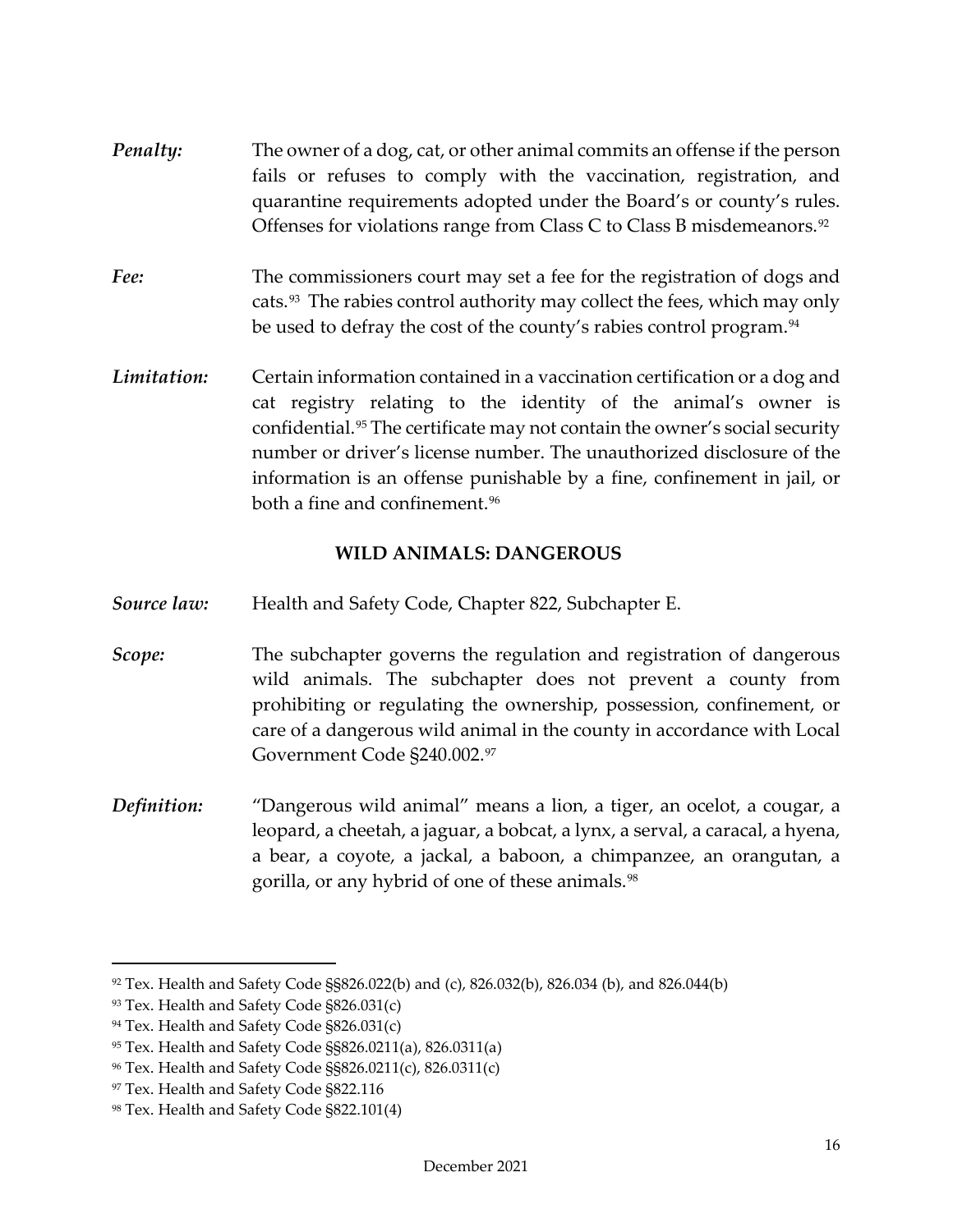***Penalty:*** The owner of a dog, cat, or other animal commits an offense if the person fails or refuses to comply with the vaccination, registration, and quarantine requirements adopted under the Board's or county's rules. Offenses for violations range from Class C to Class B misdemeanors.[92]

***Fee:*** The commissioners court may set a fee for the registration of dogs and cats.[93] The rabies control authority may collect the fees, which may only be used to defray the cost of the county's rabies control program.[94]

***Limitation:*** Certain information contained in a vaccination certification or a dog and cat registry relating to the identity of the animal's owner is confidential.[95] The certificate may not contain the owner's social security number or driver's license number. The unauthorized disclosure of the information is an offense punishable by a fine, confinement in jail, or both a fine and confinement.[96]

## WILD ANIMALS: DANGEROUS

***Source law:*** Health and Safety Code, Chapter 822, Subchapter E.

***Scope:*** The subchapter governs the regulation and registration of dangerous wild animals. The subchapter does not prevent a county from prohibiting or regulating the ownership, possession, confinement, or care of a dangerous wild animal in the county in accordance with Local Government Code §240.002.[97]

***Definition:*** "Dangerous wild animal" means a lion, a tiger, an ocelot, a cougar, a leopard, a cheetah, a jaguar, a bobcat, a lynx, a serval, a caracal, a hyena, a bear, a coyote, a jackal, a baboon, a chimpanzee, an orangutan, a gorilla, or any hybrid of one of these animals.[98]

---

[92] Tex. Health and Safety Code §§826.022(b) and (c), 826.032(b), 826.034 (b), and 826.044(b)

[93] Tex. Health and Safety Code §826.031(c)

[94] Tex. Health and Safety Code §826.031(c)

[95] Tex. Health and Safety Code §§826.0211(a), 826.0311(a)

[96] Tex. Health and Safety Code §§826.0211(c), 826.0311(c)

[97] Tex. Health and Safety Code §822.116

[98] Tex. Health and Safety Code §822.101(4)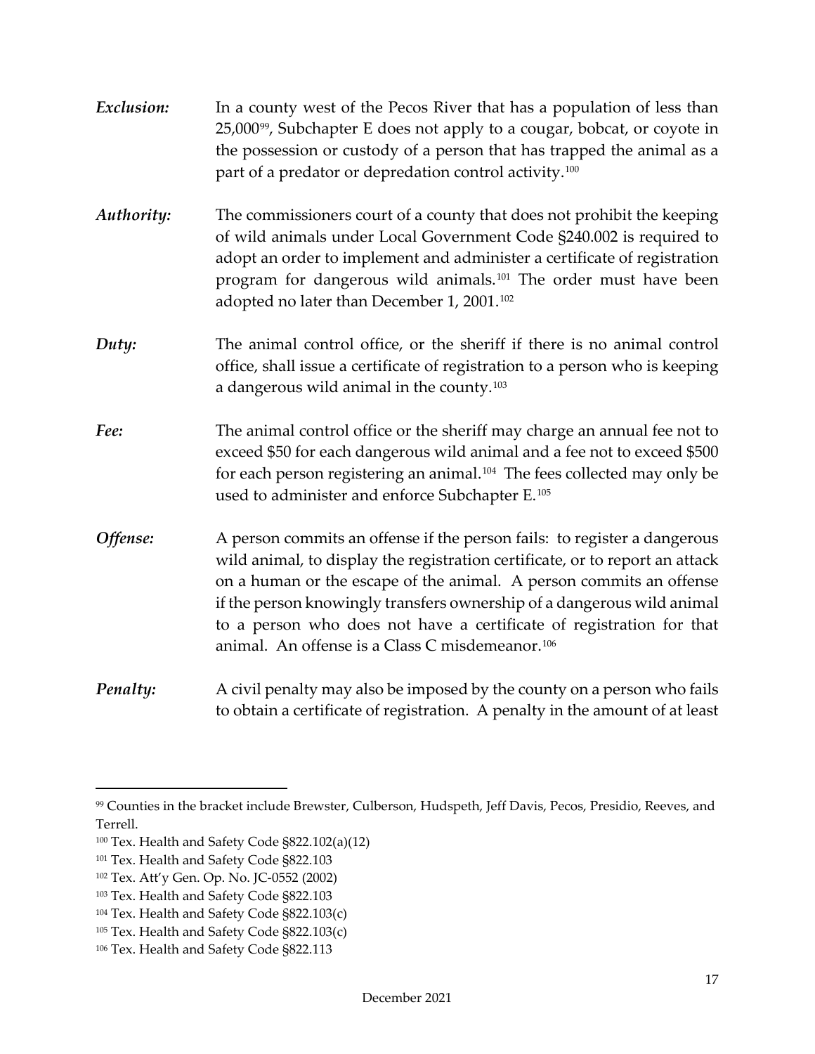*Exclusion:* In a county west of the Pecos River that has a population of less than 25,000[99], Subchapter E does not apply to a cougar, bobcat, or coyote in the possession or custody of a person that has trapped the animal as a part of a predator or depredation control activity.[100]

*Authority:* The commissioners court of a county that does not prohibit the keeping of wild animals under Local Government Code §240.002 is required to adopt an order to implement and administer a certificate of registration program for dangerous wild animals.[101] The order must have been adopted no later than December 1, 2001.[102]

*Duty:* The animal control office, or the sheriff if there is no animal control office, shall issue a certificate of registration to a person who is keeping a dangerous wild animal in the county.[103]

*Fee:* The animal control office or the sheriff may charge an annual fee not to exceed $50 for each dangerous wild animal and a fee not to exceed $500 for each person registering an animal.[104] The fees collected may only be used to administer and enforce Subchapter E.[105]

*Offense:* A person commits an offense if the person fails: to register a dangerous wild animal, to display the registration certificate, or to report an attack on a human or the escape of the animal. A person commits an offense if the person knowingly transfers ownership of a dangerous wild animal to a person who does not have a certificate of registration for that animal. An offense is a Class C misdemeanor.[106]

*Penalty:* A civil penalty may also be imposed by the county on a person who fails to obtain a certificate of registration. A penalty in the amount of at least

---

[99] Counties in the bracket include Brewster, Culberson, Hudspeth, Jeff Davis, Pecos, Presidio, Reeves, and Terrell.

[100] Tex. Health and Safety Code §822.102(a)(12)

[101] Tex. Health and Safety Code §822.103

[102] Tex. Att'y Gen. Op. No. JC-0552 (2002)

[103] Tex. Health and Safety Code §822.103

[104] Tex. Health and Safety Code §822.103(c)

[105] Tex. Health and Safety Code §822.103(c)

[106] Tex. Health and Safety Code §822.113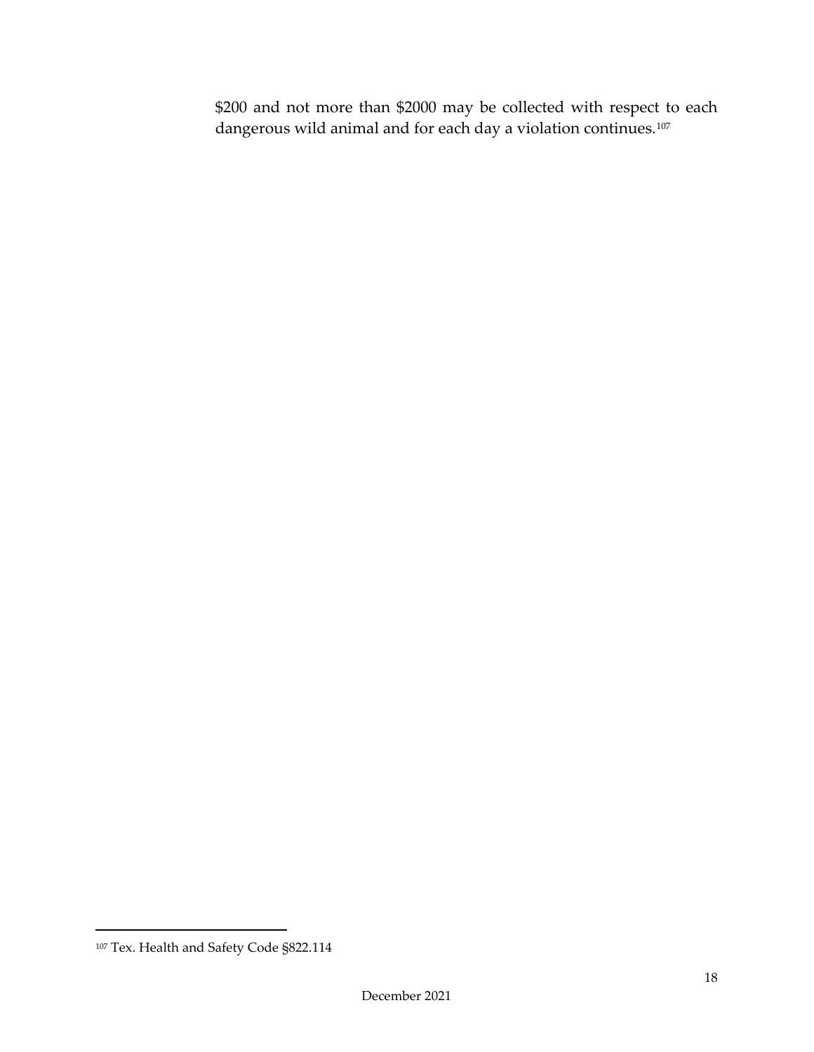$200 and not more than $2000 may be collected with respect to each dangerous wild animal and for each day a violation continues.[107]

[107] Tex. Health and Safety Code §822.114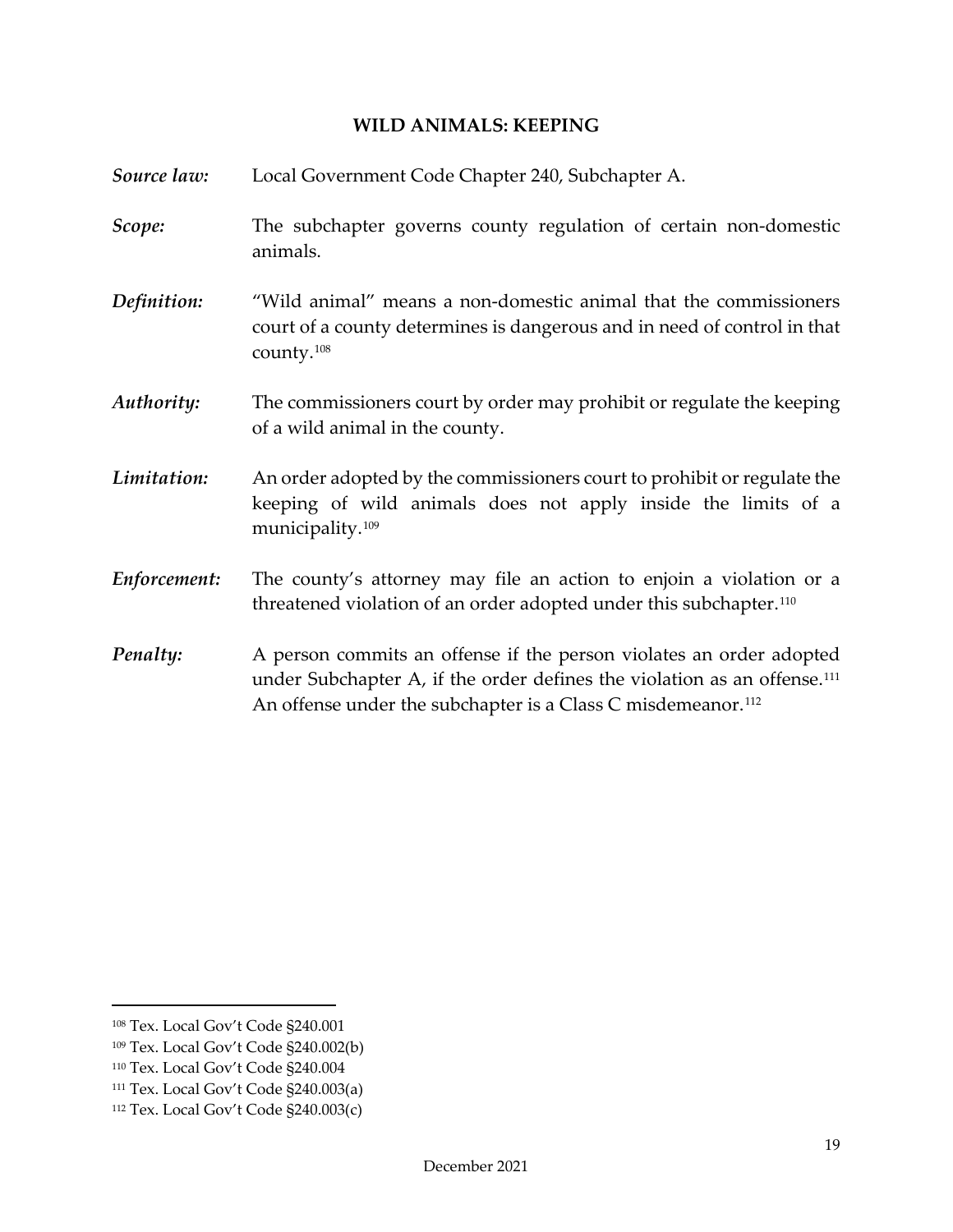## WILD ANIMALS: KEEPING

***Source law:*** Local Government Code Chapter 240, Subchapter A.

***Scope:*** The subchapter governs county regulation of certain non-domestic animals.

***Definition:*** "Wild animal" means a non-domestic animal that the commissioners court of a county determines is dangerous and in need of control in that county.[108]

***Authority:*** The commissioners court by order may prohibit or regulate the keeping of a wild animal in the county.

***Limitation:*** An order adopted by the commissioners court to prohibit or regulate the keeping of wild animals does not apply inside the limits of a municipality.[109]

***Enforcement:*** The county's attorney may file an action to enjoin a violation or a threatened violation of an order adopted under this subchapter.[110]

***Penalty:*** A person commits an offense if the person violates an order adopted under Subchapter A, if the order defines the violation as an offense.[111] An offense under the subchapter is a Class C misdemeanor.[112]

---

[108] Tex. Local Gov't Code §240.001

[109] Tex. Local Gov't Code §240.002(b)

[110] Tex. Local Gov't Code §240.004

[111] Tex. Local Gov't Code §240.003(a)

[112] Tex. Local Gov't Code §240.003(c)

December 2021